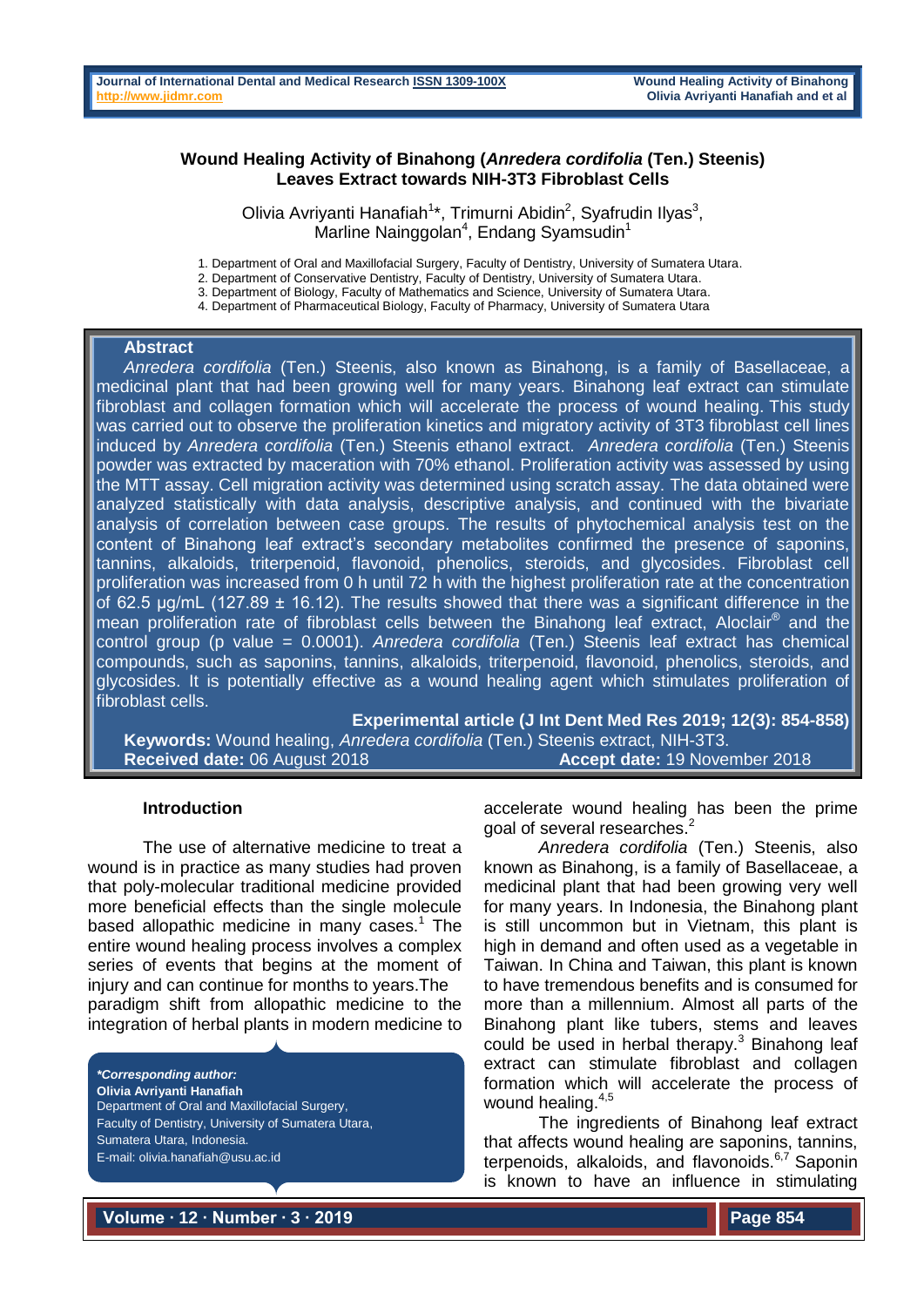# Wound Healing Activity of Binahong (*Anredera cordifolia* (Ten.) Steenis) Leaves Extract towards NIH-3T3 Fibroblast Cells

Olivia Avriyanti Hanafiah[1]*, Trimurni Abidin[2], Syafrudin Ilyas[3], Marline Nainggolan[4], Endang Syamsudin[1]

1. Department of Oral and Maxillofacial Surgery, Faculty of Dentistry, University of Sumatera Utara.
2. Department of Conservative Dentistry, Faculty of Dentistry, University of Sumatera Utara.
3. Department of Biology, Faculty of Mathematics and Science, University of Sumatera Utara.
4. Department of Pharmaceutical Biology, Faculty of Pharmacy, University of Sumatera Utara

## Abstract

*Anredera cordifolia* (Ten.) Steenis, also known as Binahong, is a family of Basellaceae, a medicinal plant that had been growing well for many years. Binahong leaf extract can stimulate fibroblast and collagen formation which will accelerate the process of wound healing. This study was carried out to observe the proliferation kinetics and migratory activity of 3T3 fibroblast cell lines induced by *Anredera cordifolia* (Ten.) Steenis ethanol extract. *Anredera cordifolia* (Ten.) Steenis powder was extracted by maceration with 70% ethanol. Proliferation activity was assessed by using the MTT assay. Cell migration activity was determined using scratch assay. The data obtained were analyzed statistically with data analysis, descriptive analysis, and continued with the bivariate analysis of correlation between case groups. The results of phytochemical analysis test on the content of Binahong leaf extract's secondary metabolites confirmed the presence of saponins, tannins, alkaloids, triterpenoid, flavonoid, phenolics, steroids, and glycosides. Fibroblast cell proliferation was increased from 0 h until 72 h with the highest proliferation rate at the concentration of 62.5 µg/mL (127.89 ± 16.12). The results showed that there was a significant difference in the mean proliferation rate of fibroblast cells between the Binahong leaf extract, Aloclair® and the control group (p value = 0.0001). *Anredera cordifolia* (Ten.) Steenis leaf extract has chemical compounds, such as saponins, tannins, alkaloids, triterpenoid, flavonoid, phenolics, steroids, and glycosides. It is potentially effective as a wound healing agent which stimulates proliferation of fibroblast cells.

**Experimental article (J Int Dent Med Res 2019; 12(3): 854-858)**

**Keywords:** Wound healing, *Anredera cordifolia* (Ten.) Steenis extract, NIH-3T3.

**Received date:** 06 August 2018 **Accept date:** 19 November 2018

## Introduction

The use of alternative medicine to treat a wound is in practice as many studies had proven that poly-molecular traditional medicine provided more beneficial effects than the single molecule based allopathic medicine in many cases.[1] The entire wound healing process involves a complex series of events that begins at the moment of injury and can continue for months to years.The paradigm shift from allopathic medicine to the integration of herbal plants in modern medicine to accelerate wound healing has been the prime goal of several researches.[2]

*Anredera cordifolia* (Ten.) Steenis, also known as Binahong, is a family of Basellaceae, a medicinal plant that had been growing very well for many years. In Indonesia, the Binahong plant is still uncommon but in Vietnam, this plant is high in demand and often used as a vegetable in Taiwan. In China and Taiwan, this plant is known to have tremendous benefits and is consumed for more than a millennium. Almost all parts of the Binahong plant like tubers, stems and leaves could be used in herbal therapy.[3] Binahong leaf extract can stimulate fibroblast and collagen formation which will accelerate the process of wound healing.[4,5]

The ingredients of Binahong leaf extract that affects wound healing are saponins, tannins, terpenoids, alkaloids, and flavonoids.[6,7] Saponin is known to have an influence in stimulating

***Corresponding author:***
**Olivia Avriyanti Hanafiah**
Department of Oral and Maxillofacial Surgery, Faculty of Dentistry, University of Sumatera Utara, Sumatera Utara, Indonesia.
E-mail: olivia.hanafiah@usu.ac.id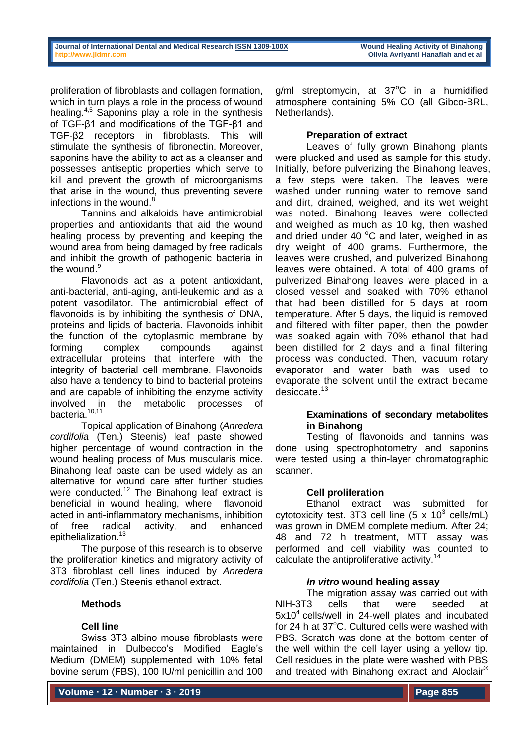proliferation of fibroblasts and collagen formation, which in turn plays a role in the process of wound healing.[4,5] Saponins play a role in the synthesis of TGF-β1 and modifications of the TGF-β1 and TGF-β2 receptors in fibroblasts. This will stimulate the synthesis of fibronectin. Moreover, saponins have the ability to act as a cleanser and possesses antiseptic properties which serve to kill and prevent the growth of microorganisms that arise in the wound, thus preventing severe infections in the wound.[8]

Tannins and alkaloids have antimicrobial properties and antioxidants that aid the wound healing process by preventing and keeping the wound area from being damaged by free radicals and inhibit the growth of pathogenic bacteria in the wound.[9]

Flavonoids act as a potent antioxidant, anti-bacterial, anti-aging, anti-leukemic and as a potent vasodilator. The antimicrobial effect of flavonoids is by inhibiting the synthesis of DNA, proteins and lipids of bacteria. Flavonoids inhibit the function of the cytoplasmic membrane by forming complex compounds against extracellular proteins that interfere with the integrity of bacterial cell membrane. Flavonoids also have a tendency to bind to bacterial proteins and are capable of inhibiting the enzyme activity involved in the metabolic processes of bacteria.[10,11]

Topical application of Binahong (*Anredera cordifolia* (Ten.) Steenis) leaf paste showed higher percentage of wound contraction in the wound healing process of Mus muscularis mice. Binahong leaf paste can be used widely as an alternative for wound care after further studies were conducted.[12] The Binahong leaf extract is beneficial in wound healing, where flavonoid acted in anti-inflammatory mechanisms, inhibition of free radical activity, and enhanced epithelialization.[13]

The purpose of this research is to observe the proliferation kinetics and migratory activity of 3T3 fibroblast cell lines induced by *Anredera cordifolia* (Ten.) Steenis ethanol extract.

## Methods

### Cell line

Swiss 3T3 albino mouse fibroblasts were maintained in Dulbecco's Modified Eagle's Medium (DMEM) supplemented with 10% fetal bovine serum (FBS), 100 IU/ml penicillin and 100 g/ml streptomycin, at 37°C in a humidified atmosphere containing 5% CO (all Gibco-BRL, Netherlands).

### Preparation of extract

Leaves of fully grown Binahong plants were plucked and used as sample for this study. Initially, before pulverizing the Binahong leaves, a few steps were taken. The leaves were washed under running water to remove sand and dirt, drained, weighed, and its wet weight was noted. Binahong leaves were collected and weighed as much as 10 kg, then washed and dried under 40 °C and later, weighed in as dry weight of 400 grams. Furthermore, the leaves were crushed, and pulverized Binahong leaves were obtained. A total of 400 grams of pulverized Binahong leaves were placed in a closed vessel and soaked with 70% ethanol that had been distilled for 5 days at room temperature. After 5 days, the liquid is removed and filtered with filter paper, then the powder was soaked again with 70% ethanol that had been distilled for 2 days and a final filtering process was conducted. Then, vacuum rotary evaporator and water bath was used to evaporate the solvent until the extract became desiccate.[13]

### Examinations of secondary metabolites in Binahong

Testing of flavonoids and tannins was done using spectrophotometry and saponins were tested using a thin-layer chromatographic scanner.

### Cell proliferation

Ethanol extract was submitted for cytotoxicity test. 3T3 cell line ($5 \times 10^3$ cells/mL) was grown in DMEM complete medium. After 24; 48 and 72 h treatment, MTT assay was performed and cell viability was counted to calculate the antiproliferative activity.[14]

### *In vitro* wound healing assay

The migration assay was carried out with NIH-3T3 cells that were seeded at $5 \times 10^4$ cells/well in 24-well plates and incubated for 24 h at 37°C. Cultured cells were washed with PBS. Scratch was done at the bottom center of the well within the cell layer using a yellow tip. Cell residues in the plate were washed with PBS and treated with Binahong extract and Aloclair®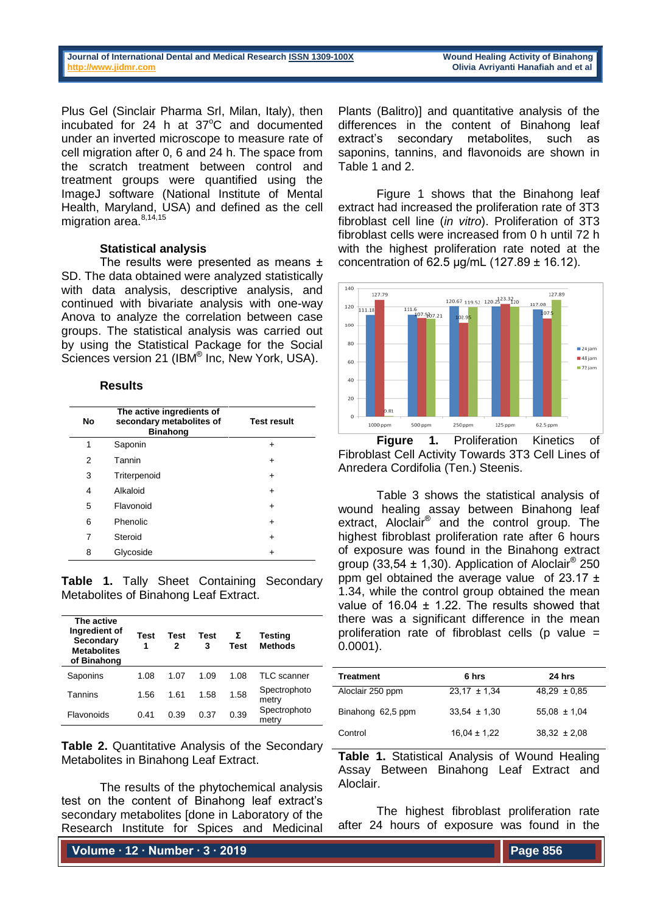Plus Gel (Sinclair Pharma Srl, Milan, Italy), then incubated for 24 h at 37°C and documented under an inverted microscope to measure rate of cell migration after 0, 6 and 24 h. The space from the scratch treatment between control and treatment groups were quantified using the ImageJ software (National Institute of Mental Health, Maryland, USA) and defined as the cell migration area.[8,14,15]

### Statistical analysis

The results were presented as means ± SD. The data obtained were analyzed statistically with data analysis, descriptive analysis, and continued with bivariate analysis with one-way Anova to analyze the correlation between case groups. The statistical analysis was carried out by using the Statistical Package for the Social Sciences version 21 (IBM® Inc, New York, USA).

## Results

| No | The active ingredients of secondary metabolites of Binahong | Test result |
|---|---|---|
| 1 | Saponin | + |
| 2 | Tannin | + |
| 3 | Triterpenoid | + |
| 4 | Alkaloid | + |
| 5 | Flavonoid | + |
| 6 | Phenolic | + |
| 7 | Steroid | + |
| 8 | Glycoside | + |

**Table 1.** Tally Sheet Containing Secondary Metabolites of Binahong Leaf Extract.

| The active Ingredient of Secondary Metabolites of Binahong | Test 1 | Test 2 | Test 3 | Σ Test | Testing Methods |
|---|---|---|---|---|---|
| Saponins | 1.08 | 1.07 | 1.09 | 1.08 | TLC scanner |
| Tannins | 1.56 | 1.61 | 1.58 | 1.58 | Spectrophotometry |
| Flavonoids | 0.41 | 0.39 | 0.37 | 0.39 | Spectrophotometry |

**Table 2.** Quantitative Analysis of the Secondary Metabolites in Binahong Leaf Extract.

The results of the phytochemical analysis test on the content of Binahong leaf extract's secondary metabolites [done in Laboratory of the Research Institute for Spices and Medicinal Plants (Balitro)] and quantitative analysis of the differences in the content of Binahong leaf extract's secondary metabolites, such as saponins, tannins, and flavonoids are shown in Table 1 and 2.

Figure 1 shows that the Binahong leaf extract had increased the proliferation rate of 3T3 fibroblast cell line (*in vitro*). Proliferation of 3T3 fibroblast cells were increased from 0 h until 72 h with the highest proliferation rate noted at the concentration of 62.5 µg/mL (127.89 ± 16.12).

**Figure 1.** Proliferation Kinetics of Fibroblast Cell Activity Towards 3T3 Cell Lines of Anredera Cordifolia (Ten.) Steenis.

Table 3 shows the statistical analysis of wound healing assay between Binahong leaf extract, Aloclair® and the control group. The highest fibroblast proliferation rate after 6 hours of exposure was found in the Binahong extract group (33,54 ± 1,30). Application of Aloclair® 250 ppm gel obtained the average value of 23.17 ± 1.34, while the control group obtained the mean value of 16.04 ± 1.22. The results showed that there was a significant difference in the mean proliferation rate of fibroblast cells (p value = 0.0001).

| Treatment | 6 hrs | 24 hrs |
|---|---|---|
| Aloclair 250 ppm | 23,17 ± 1,34 | 48,29 ± 0,85 |
| Binahong 62,5 ppm | 33,54 ± 1,30 | 55,08 ± 1,04 |
| Control | 16,04 ± 1,22 | 38,32 ± 2,08 |

**Table 1.** Statistical Analysis of Wound Healing Assay Between Binahong Leaf Extract and Aloclair.

The highest fibroblast proliferation rate after 24 hours of exposure was found in the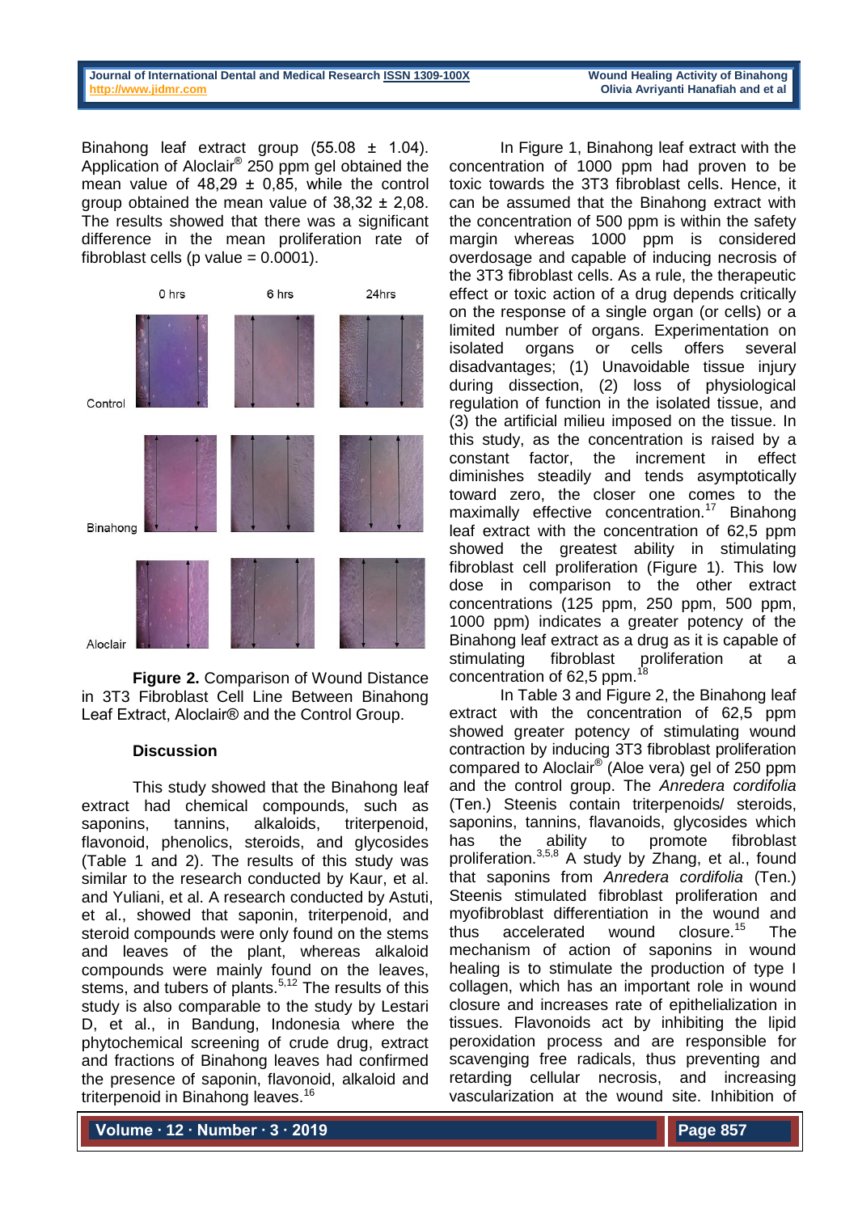Binahong leaf extract group (55.08 ± 1.04). Application of Aloclair® 250 ppm gel obtained the mean value of 48,29 ± 0,85, while the control group obtained the mean value of 38,32 ± 2,08. The results showed that there was a significant difference in the mean proliferation rate of fibroblast cells (p value = 0.0001).

**Figure 2.** Comparison of Wound Distance in 3T3 Fibroblast Cell Line Between Binahong Leaf Extract, Aloclair® and the Control Group.

## Discussion

This study showed that the Binahong leaf extract had chemical compounds, such as saponins, tannins, alkaloids, triterpenoid, flavonoid, phenolics, steroids, and glycosides (Table 1 and 2). The results of this study was similar to the research conducted by Kaur, et al. and Yuliani, et al. A research conducted by Astuti, et al., showed that saponin, triterpenoid, and steroid compounds were only found on the stems and leaves of the plant, whereas alkaloid compounds were mainly found on the leaves, stems, and tubers of plants.[5,12] The results of this study is also comparable to the study by Lestari D, et al., in Bandung, Indonesia where the phytochemical screening of crude drug, extract and fractions of Binahong leaves had confirmed the presence of saponin, flavonoid, alkaloid and triterpenoid in Binahong leaves.[16]

In Figure 1, Binahong leaf extract with the concentration of 1000 ppm had proven to be toxic towards the 3T3 fibroblast cells. Hence, it can be assumed that the Binahong extract with the concentration of 500 ppm is within the safety margin whereas 1000 ppm is considered overdosage and capable of inducing necrosis of the 3T3 fibroblast cells. As a rule, the therapeutic effect or toxic action of a drug depends critically on the response of a single organ (or cells) or a limited number of organs. Experimentation on isolated organs or cells offers several disadvantages; (1) Unavoidable tissue injury during dissection, (2) loss of physiological regulation of function in the isolated tissue, and (3) the artificial milieu imposed on the tissue. In this study, as the concentration is raised by a constant factor, the increment in effect diminishes steadily and tends asymptotically toward zero, the closer one comes to the maximally effective concentration.[17] Binahong leaf extract with the concentration of 62,5 ppm showed the greatest ability in stimulating fibroblast cell proliferation (Figure 1). This low dose in comparison to the other extract concentrations (125 ppm, 250 ppm, 500 ppm, 1000 ppm) indicates a greater potency of the Binahong leaf extract as a drug as it is capable of stimulating fibroblast proliferation at a concentration of 62,5 ppm.[18]

In Table 3 and Figure 2, the Binahong leaf extract with the concentration of 62,5 ppm showed greater potency of stimulating wound contraction by inducing 3T3 fibroblast proliferation compared to Aloclair® (Aloe vera) gel of 250 ppm and the control group. The *Anredera cordifolia* (Ten.) Steenis contain triterpenoids/ steroids, saponins, tannins, flavanoids, glycosides which has the ability to promote fibroblast proliferation.[3,5,8] A study by Zhang, et al., found that saponins from *Anredera cordifolia* (Ten.) Steenis stimulated fibroblast proliferation and myofibroblast differentiation in the wound and thus accelerated wound closure.[15] The mechanism of action of saponins in wound healing is to stimulate the production of type I collagen, which has an important role in wound closure and increases rate of epithelialization in tissues. Flavonoids act by inhibiting the lipid peroxidation process and are responsible for scavenging free radicals, thus preventing and retarding cellular necrosis, and increasing vascularization at the wound site. Inhibition of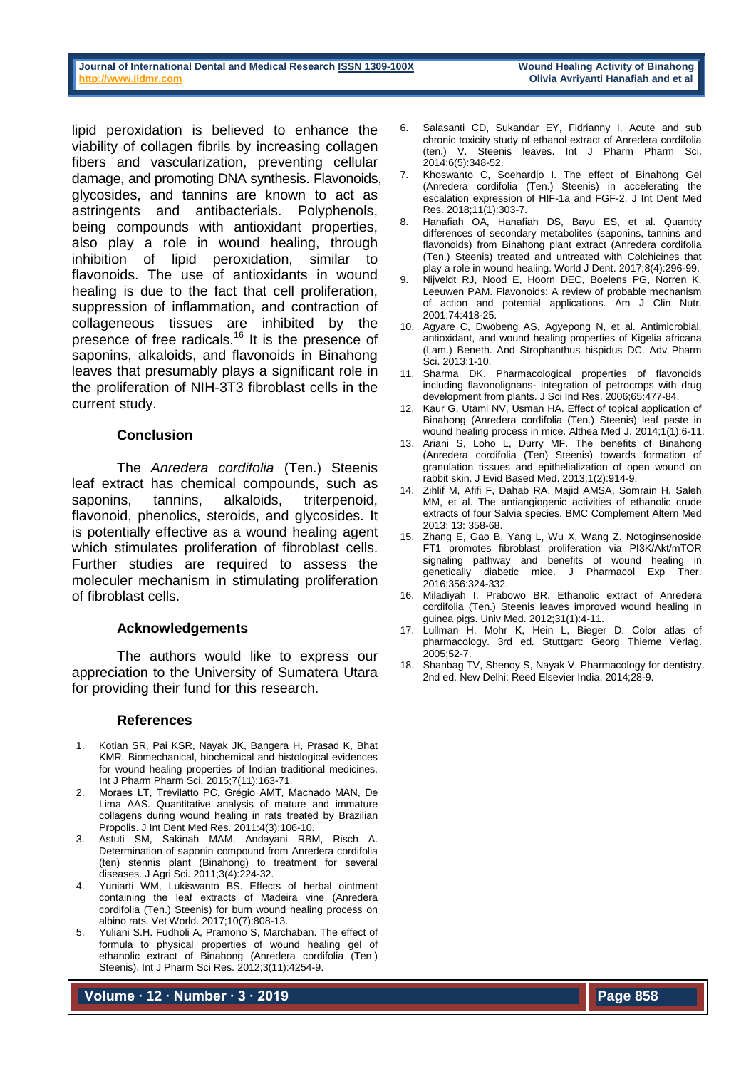lipid peroxidation is believed to enhance the viability of collagen fibrils by increasing collagen fibers and vascularization, preventing cellular damage, and promoting DNA synthesis. Flavonoids, glycosides, and tannins are known to act as astringents and antibacterials. Polyphenols, being compounds with antioxidant properties, also play a role in wound healing, through inhibition of lipid peroxidation, similar to flavonoids. The use of antioxidants in wound healing is due to the fact that cell proliferation, suppression of inflammation, and contraction of collageneous tissues are inhibited by the presence of free radicals.[16] It is the presence of saponins, alkaloids, and flavonoids in Binahong leaves that presumably plays a significant role in the proliferation of NIH-3T3 fibroblast cells in the current study.

## Conclusion

The *Anredera cordifolia* (Ten.) Steenis leaf extract has chemical compounds, such as saponins, tannins, alkaloids, triterpenoid, flavonoid, phenolics, steroids, and glycosides. It is potentially effective as a wound healing agent which stimulates proliferation of fibroblast cells. Further studies are required to assess the moleculer mechanism in stimulating proliferation of fibroblast cells.

## Acknowledgements

The authors would like to express our appreciation to the University of Sumatera Utara for providing their fund for this research.

## References

1. Kotian SR, Pai KSR, Nayak JK, Bangera H, Prasad K, Bhat KMR. Biomechanical, biochemical and histological evidences for wound healing properties of Indian traditional medicines. Int J Pharm Pharm Sci. 2015;7(11):163-71.
2. Moraes LT, Trevilatto PC, Grégio AMT, Machado MAN, De Lima AAS. Quantitative analysis of mature and immature collagens during wound healing in rats treated by Brazilian Propolis. J Int Dent Med Res. 2011:4(3):106-10.
3. Astuti SM, Sakinah MAM, Andayani RBM, Risch A. Determination of saponin compound from Anredera cordifolia (ten) stennis plant (Binahong) to treatment for several diseases. J Agri Sci. 2011;3(4):224-32.
4. Yuniarti WM, Lukiswanto BS. Effects of herbal ointment containing the leaf extracts of Madeira vine (Anredera cordifolia (Ten.) Steenis) for burn wound healing process on albino rats. Vet World. 2017;10(7):808-13.
5. Yuliani S.H. Fudholi A, Pramono S, Marchaban. The effect of formula to physical properties of wound healing gel of ethanolic extract of Binahong (Anredera cordifolia (Ten.) Steenis). Int J Pharm Sci Res. 2012;3(11):4254-9.
6. Salasanti CD, Sukandar EY, Fidrianny I. Acute and sub chronic toxicity study of ethanol extract of Anredera cordifolia (ten.) V. Steenis leaves. Int J Pharm Pharm Sci. 2014;6(5):348-52.
7. Khoswanto C, Soehardjo I. The effect of Binahong Gel (Anredera cordifolia (Ten.) Steenis) in accelerating the escalation expression of HIF-1a and FGF-2. J Int Dent Med Res. 2018;11(1):303-7.
8. Hanafiah OA, Hanafiah DS, Bayu ES, et al. Quantity differences of secondary metabolites (saponins, tannins and flavonoids) from Binahong plant extract (Anredera cordifolia (Ten.) Steenis) treated and untreated with Colchicines that play a role in wound healing. World J Dent. 2017;8(4):296-99.
9. Nijveldt RJ, Nood E, Hoorn DEC, Boelens PG, Norren K, Leeuwen PAM. Flavonoids: A review of probable mechanism of action and potential applications. Am J Clin Nutr. 2001;74:418-25.
10. Agyare C, Dwobeng AS, Agyepong N, et al. Antimicrobial, antioxidant, and wound healing properties of Kigelia africana (Lam.) Beneth. And Strophanthus hispidus DC. Adv Pharm Sci. 2013;1-10.
11. Sharma DK. Pharmacological properties of flavonoids including flavonolignans- integration of petrocrops with drug development from plants. J Sci Ind Res. 2006;65:477-84.
12. Kaur G, Utami NV, Usman HA. Effect of topical application of Binahong (Anredera cordifolia (Ten.) Steenis) leaf paste in wound healing process in mice. Althea Med J. 2014;1(1):6-11.
13. Ariani S, Loho L, Durry MF. The benefits of Binahong (Anredera cordifolia (Ten) Steenis) towards formation of granulation tissues and epithelialization of open wound on rabbit skin. J Evid Based Med. 2013;1(2):914-9.
14. Zihlif M, Afifi F, Dahab RA, Majid AMSA, Somrain H, Saleh MM, et al. The antiangiogenic activities of ethanolic crude extracts of four Salvia species. BMC Complement Altern Med 2013; 13: 358-68.
15. Zhang E, Gao B, Yang L, Wu X, Wang Z. Notoginsenoside FT1 promotes fibroblast proliferation via PI3K/Akt/mTOR signaling pathway and benefits of wound healing in genetically diabetic mice. J Pharmacol Exp Ther. 2016;356:324-332.
16. Miladiyah I, Prabowo BR. Ethanolic extract of Anredera cordifolia (Ten.) Steenis leaves improved wound healing in guinea pigs. Univ Med. 2012;31(1):4-11.
17. Lullman H, Mohr K, Hein L, Bieger D. Color atlas of pharmacology. 3rd ed. Stuttgart: Georg Thieme Verlag. 2005;52-7.
18. Shanbag TV, Shenoy S, Nayak V. Pharmacology for dentistry. 2nd ed. New Delhi: Reed Elsevier India. 2014;28-9.